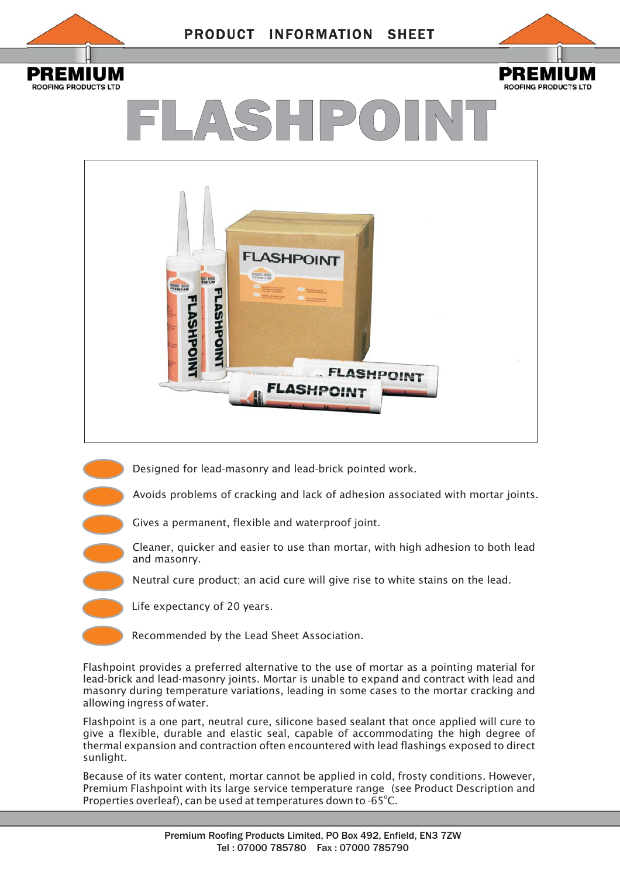PRODUCT INFORMATION SHEET

PREMIUM ROOFING PRODUCTS LTD

# FLASHPOINT

- Designed for lead-masonry and lead-brick pointed work.
- Avoids problems of cracking and lack of adhesion associated with mortar joints.
- Gives a permanent, flexible and waterproof joint.
- Cleaner, quicker and easier to use than mortar, with high adhesion to both lead and masonry.
- Neutral cure product; an acid cure will give rise to white stains on the lead.
- Life expectancy of 20 years.
- Recommended by the Lead Sheet Association.

Flashpoint provides a preferred alternative to the use of mortar as a pointing material for lead-brick and lead-masonry joints. Mortar is unable to expand and contract with lead and masonry during temperature variations, leading in some cases to the mortar cracking and allowing ingress of water.

Flashpoint is a one part, neutral cure, silicone based sealant that once applied will cure to give a flexible, durable and elastic seal, capable of accommodating the high degree of thermal expansion and contraction often encountered with lead flashings exposed to direct sunlight.

Because of its water content, mortar cannot be applied in cold, frosty conditions. However, Premium Flashpoint with its large service temperature range (see Product Description and Properties overleaf), can be used at temperatures down to -65°C.

Premium Roofing Products Limited, PO Box 492, Enfield, EN3 7ZW
Tel : 07000 785780 Fax : 07000 785790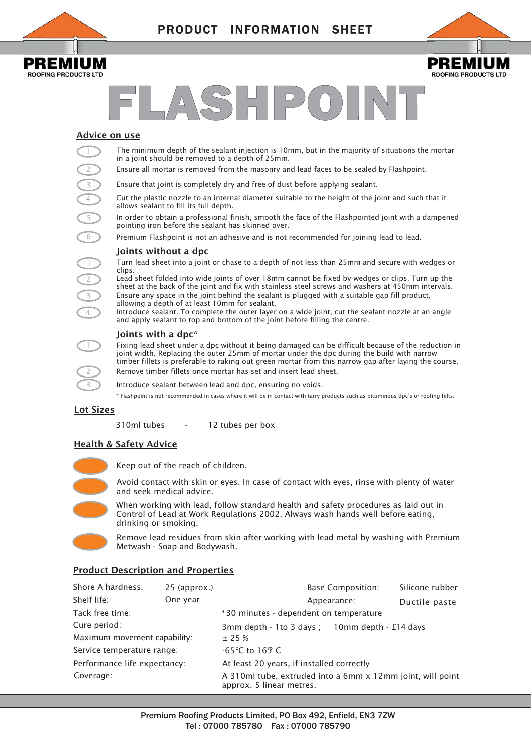PRODUCT INFORMATION SHEET

PREMIUM
ROOFING PRODUCTS LTD

# FLASHPOINT

## Advice on use

1. The minimum depth of the sealant injection is 10mm, but in the majority of situations the mortar in a joint should be removed to a depth of 25mm.
2. Ensure all mortar is removed from the masonry and lead faces to be sealed by Flashpoint.
3. Ensure that joint is completely dry and free of dust before applying sealant.
4. Cut the plastic nozzle to an internal diameter suitable to the height of the joint and such that it allows sealant to fill its full depth.
5. In order to obtain a professional finish, smooth the face of the Flashpointed joint with a dampened pointing iron before the sealant has skinned over.
6. Premium Flashpoint is not an adhesive and is not recommended for joining lead to lead.

### Joints without a dpc

1. Turn lead sheet into a joint or chase to a depth of not less than 25mm and secure with wedges or clips.
2. Lead sheet folded into wide joints of over 18mm cannot be fixed by wedges or clips. Turn up the sheet at the back of the joint and fix with stainless steel screws and washers at 450mm intervals.
3. Ensure any space in the joint behind the sealant is plugged with a suitable gap fill product, allowing a depth of at least 10mm for sealant.
4. Introduce sealant. To complete the outer layer on a wide joint, cut the sealant nozzle at an angle and apply sealant to top and bottom of the joint before filling the centre.

### Joints with a dpc*

1. Fixing lead sheet under a dpc without it being damaged can be difficult because of the reduction in joint width. Replacing the outer 25mm of mortar under the dpc during the build with narrow timber fillets is preferable to raking out green mortar from this narrow gap after laying the course.
2. Remove timber fillets once mortar has set and insert lead sheet.
3. Introduce sealant between lead and dpc, ensuring no voids.

\* Flashpoint is not recommended in cases where it will be in contact with tarry products such as bituminous dpc's or roofing felts.

## Lot Sizes

310ml tubes - 12 tubes per box

## Health & Safety Advice

- Keep out of the reach of children.
- Avoid contact with skin or eyes. In case of contact with eyes, rinse with plenty of water and seek medical advice.
- When working with lead, follow standard health and safety procedures as laid out in Control of Lead at Work Regulations 2002. Always wash hands well before eating, drinking or smoking.
- Remove lead residues from skin after working with lead metal by washing with Premium Metwash - Soap and Bodywash.

## Product Description and Properties

| | | | |
|---|---|---|---|
| Shore A hardness: | 25 (approx.) | Base Composition: | Silicone rubber |
| Shelf life: | One year | Appearance: | Ductile paste |
| Tack free time: | ³ 30 minutes - dependent on temperature | | |
| Cure period: | 3mm depth - 1to 3 days ; 10mm depth - £14 days | | |
| Maximum movement capability: | ± 25 % | | |
| Service temperature range: | -65°C to 165° C | | |
| Performance life expectancy: | At least 20 years, if installed correctly | | |
| Coverage: | A 310ml tube, extruded into a 6mm x 12mm joint, will point approx. 5 linear metres. | | |

Premium Roofing Products Limited, PO Box 492, Enfield, EN3 7ZW
Tel : 07000 785780 Fax : 07000 785790